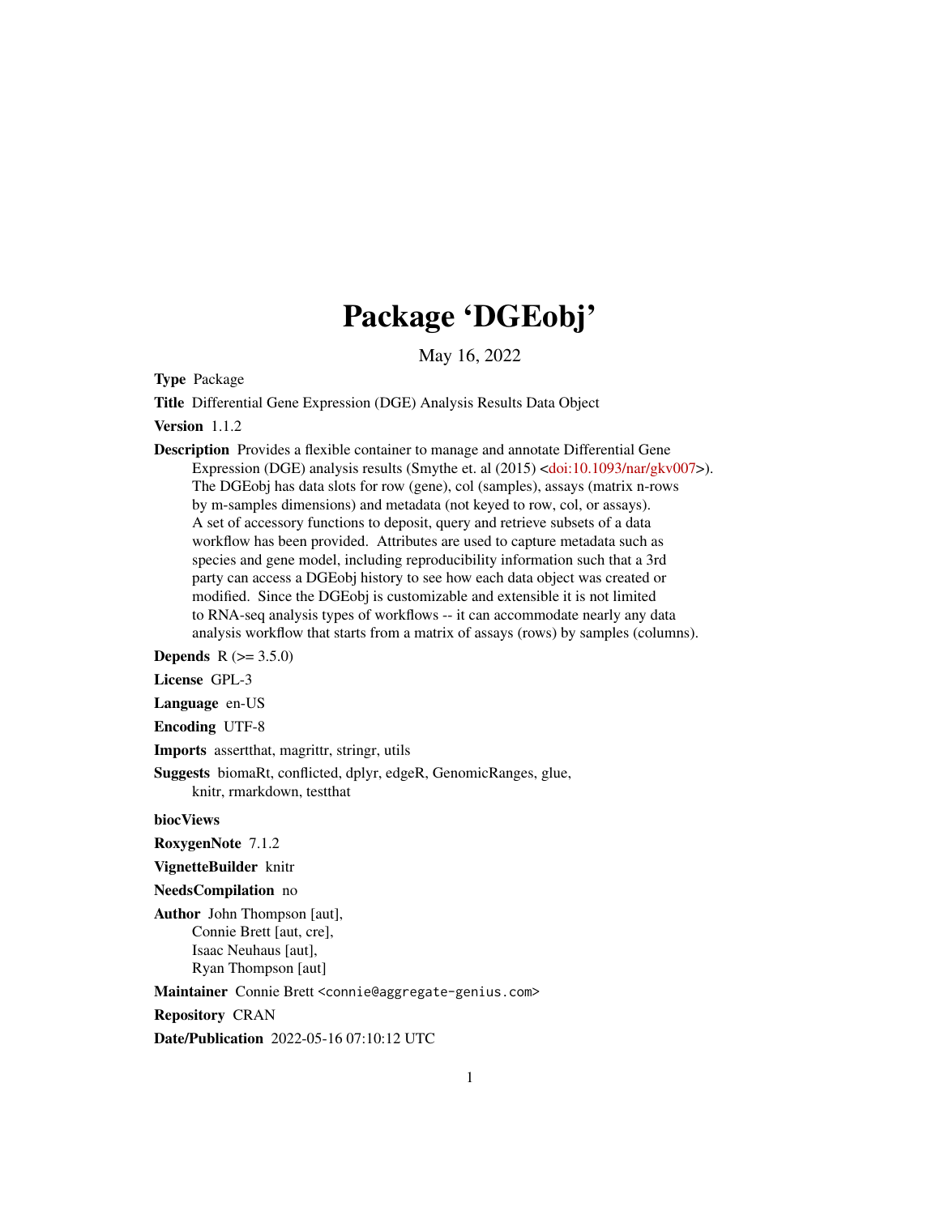# Package 'DGEobj'

May 16, 2022

**Type** Package

**Title** Differential Gene Expression (DGE) Analysis Results Data Object

**Version** 1.1.2

**Description** Provides a flexible container to manage and annotate Differential Gene Expression (DGE) analysis results (Smythe et. al (2015) <doi:10.1093/nar/gkv007>). The DGEobj has data slots for row (gene), col (samples), assays (matrix n-rows by m-samples dimensions) and metadata (not keyed to row, col, or assays). A set of accessory functions to deposit, query and retrieve subsets of a data workflow has been provided. Attributes are used to capture metadata such as species and gene model, including reproducibility information such that a 3rd party can access a DGEobj history to see how each data object was created or modified. Since the DGEobj is customizable and extensible it is not limited to RNA-seq analysis types of workflows -- it can accommodate nearly any data analysis workflow that starts from a matrix of assays (rows) by samples (columns).

**Depends** R (>= 3.5.0)

**License** GPL-3

**Language** en-US

**Encoding** UTF-8

**Imports** assertthat, magrittr, stringr, utils

**Suggests** biomaRt, conflicted, dplyr, edgeR, GenomicRanges, glue, knitr, rmarkdown, testthat

**biocViews**

**RoxygenNote** 7.1.2

**VignetteBuilder** knitr

**NeedsCompilation** no

**Author** John Thompson [aut], Connie Brett [aut, cre], Isaac Neuhaus [aut], Ryan Thompson [aut]

**Maintainer** Connie Brett <connie@aggregate-genius.com>

**Repository** CRAN

**Date/Publication** 2022-05-16 07:10:12 UTC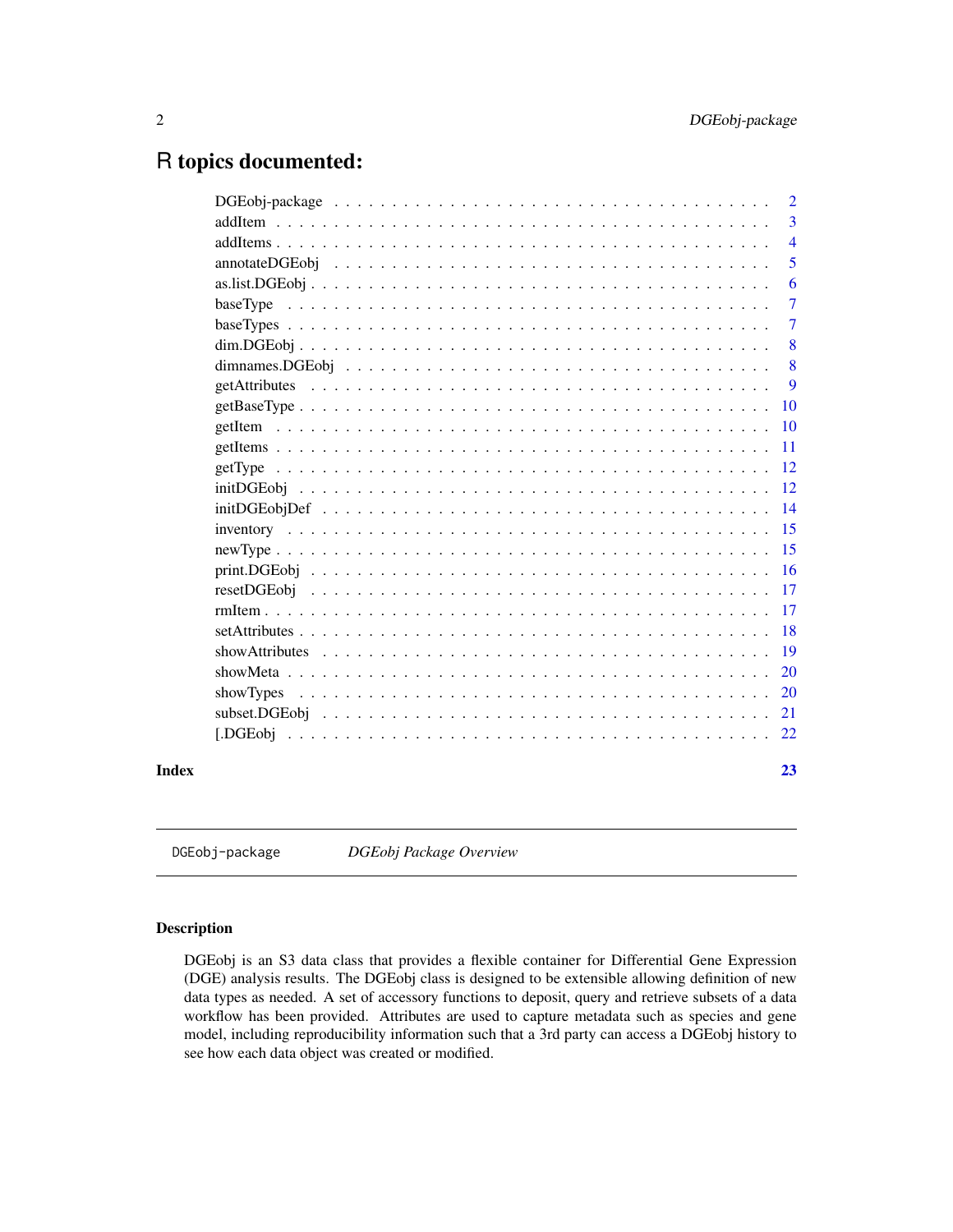# R topics documented:

| | |
|---|---|
| DGEobj-package | 2 |
| addItem | 3 |
| addItems | 4 |
| annotateDGEobj | 5 |
| as.list.DGEobj | 6 |
| baseType | 7 |
| baseTypes | 7 |
| dim.DGEobj | 8 |
| dimnames.DGEobj | 8 |
| getAttributes | 9 |
| getBaseType | 10 |
| getItem | 10 |
| getItems | 11 |
| getType | 12 |
| initDGEobj | 12 |
| initDGEobjDef | 14 |
| inventory | 15 |
| newType | 15 |
| print.DGEobj | 16 |
| resetDGEobj | 17 |
| rmItem | 17 |
| setAttributes | 18 |
| showAttributes | 19 |
| showMeta | 20 |
| showTypes | 20 |
| subset.DGEobj | 21 |
| [.DGEobj | 22 |
| **Index** | **23** |

---

DGEobj-package — *DGEobj Package Overview*

---

### Description

DGEobj is an S3 data class that provides a flexible container for Differential Gene Expression (DGE) analysis results. The DGEobj class is designed to be extensible allowing definition of new data types as needed. A set of accessory functions to deposit, query and retrieve subsets of a data workflow has been provided. Attributes are used to capture metadata such as species and gene model, including reproducibility information such that a 3rd party can access a DGEobj history to see how each data object was created or modified.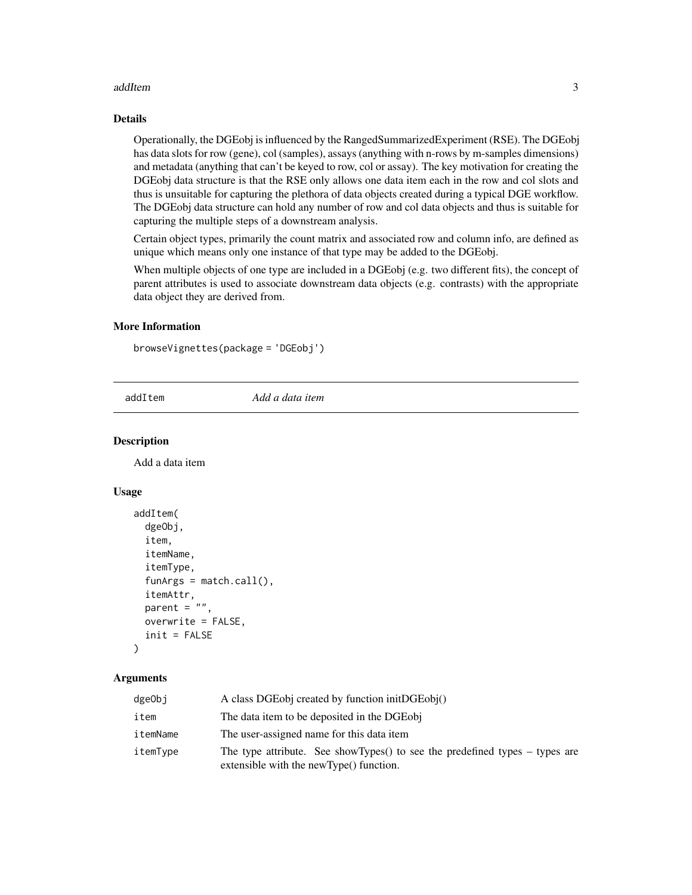## Details

Operationally, the DGEobj is influenced by the RangedSummarizedExperiment (RSE). The DGEobj has data slots for row (gene), col (samples), assays (anything with n-rows by m-samples dimensions) and metadata (anything that can't be keyed to row, col or assay). The key motivation for creating the DGEobj data structure is that the RSE only allows one data item each in the row and col slots and thus is unsuitable for capturing the plethora of data objects created during a typical DGE workflow. The DGEobj data structure can hold any number of row and col data objects and thus is suitable for capturing the multiple steps of a downstream analysis.

Certain object types, primarily the count matrix and associated row and column info, are defined as unique which means only one instance of that type may be added to the DGEobj.

When multiple objects of one type are included in a DGEobj (e.g. two different fits), the concept of parent attributes is used to associate downstream data objects (e.g. contrasts) with the appropriate data object they are derived from.

## More Information

```
browseVignettes(package = 'DGEobj')
```

---

# addItem *Add a data item*

---

## Description

Add a data item

## Usage

```
addItem(
  dgeObj,
  item,
  itemName,
  itemType,
  funArgs = match.call(),
  itemAttr,
  parent = "",
  overwrite = FALSE,
  init = FALSE
)
```

## Arguments

| | |
|---|---|
| dgeObj | A class DGEobj created by function initDGEobj() |
| item | The data item to be deposited in the DGEobj |
| itemName | The user-assigned name for this data item |
| itemType | The type attribute. See showTypes() to see the predefined types – types are extensible with the newType() function. |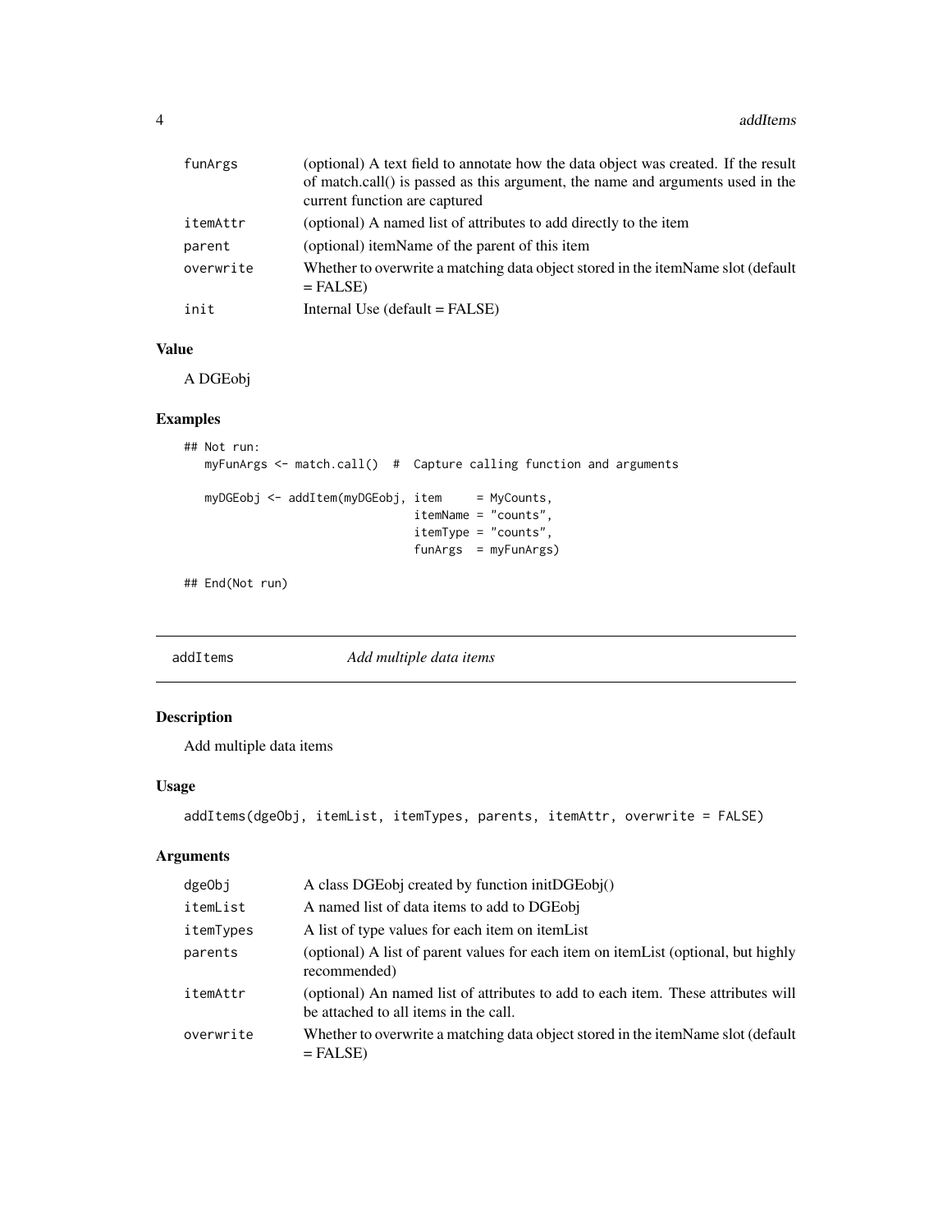| | |
|---|---|
| funArgs | (optional) A text field to annotate how the data object was created. If the result of match.call() is passed as this argument, the name and arguments used in the current function are captured |
| itemAttr | (optional) A named list of attributes to add directly to the item |
| parent | (optional) itemName of the parent of this item |
| overwrite | Whether to overwrite a matching data object stored in the itemName slot (default = FALSE) |
| init | Internal Use (default = FALSE) |

## Value

A DGEobj

## Examples

```
## Not run:
   myFunArgs <- match.call()  #  Capture calling function and arguments

   myDGEobj <- addItem(myDGEobj, item     = MyCounts,
                                 itemName = "counts",
                                 itemType = "counts",
                                 funArgs  = myFunArgs)

## End(Not run)
```

---

# addItems *Add multiple data items*

## Description

Add multiple data items

## Usage

```
addItems(dgeObj, itemList, itemTypes, parents, itemAttr, overwrite = FALSE)
```

## Arguments

| | |
|---|---|
| dgeObj | A class DGEobj created by function initDGEobj() |
| itemList | A named list of data items to add to DGEobj |
| itemTypes | A list of type values for each item on itemList |
| parents | (optional) A list of parent values for each item on itemList (optional, but highly recommended) |
| itemAttr | (optional) An named list of attributes to add to each item. These attributes will be attached to all items in the call. |
| overwrite | Whether to overwrite a matching data object stored in the itemName slot (default = FALSE) |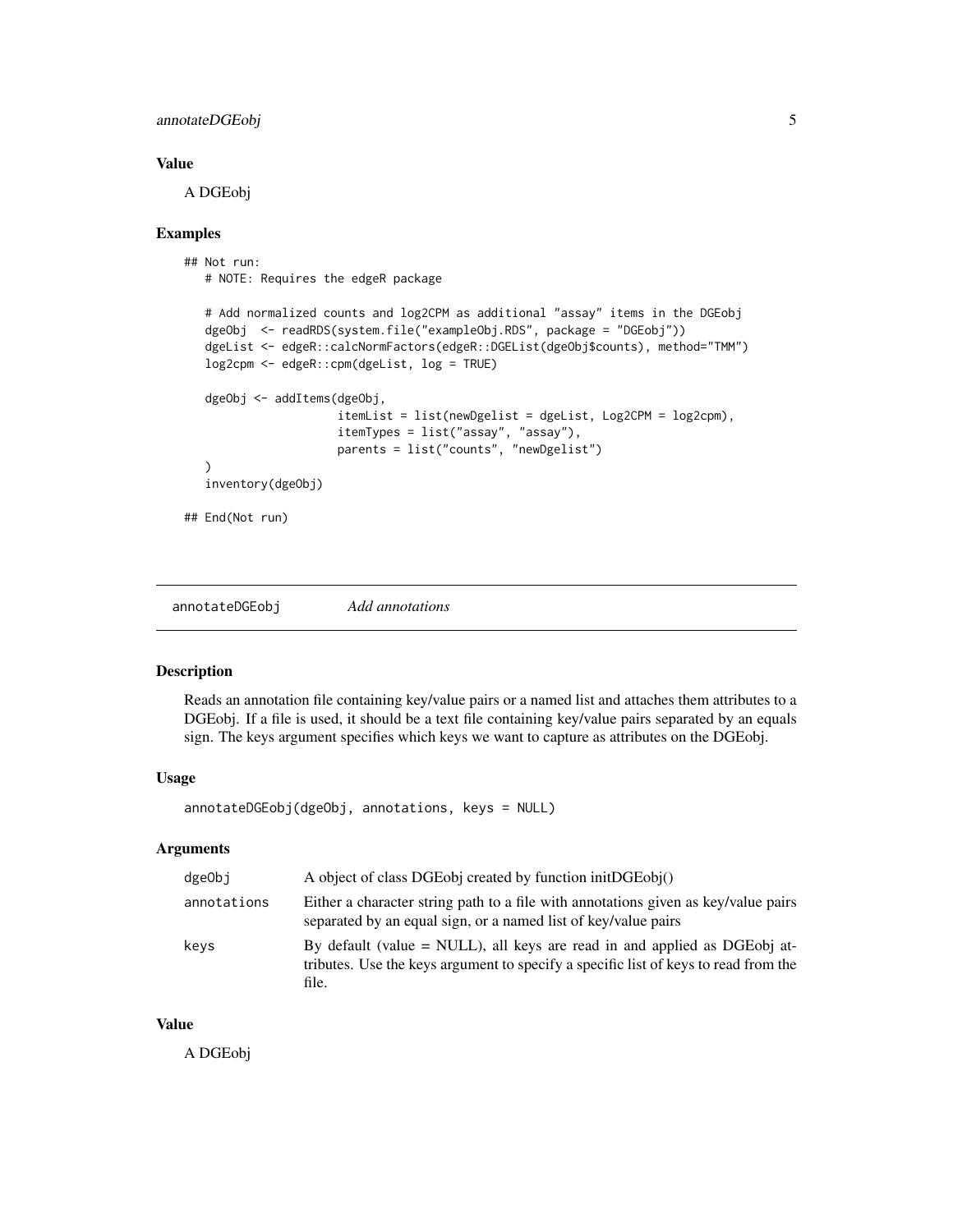### Value

A DGEobj

### Examples

```
## Not run:
   # NOTE: Requires the edgeR package

   # Add normalized counts and log2CPM as additional "assay" items in the DGEobj
   dgeObj  <- readRDS(system.file("exampleObj.RDS", package = "DGEobj"))
   dgeList <- edgeR::calcNormFactors(edgeR::DGEList(dgeObj$counts), method="TMM")
   log2cpm <- edgeR::cpm(dgeList, log = TRUE)

   dgeObj <- addItems(dgeObj,
                      itemList = list(newDgelist = dgeList, Log2CPM = log2cpm),
                      itemTypes = list("assay", "assay"),
                      parents = list("counts", "newDgelist")
   )
   inventory(dgeObj)

## End(Not run)
```

## annotateDGEobj — *Add annotations*

### Description

Reads an annotation file containing key/value pairs or a named list and attaches them attributes to a DGEobj. If a file is used, it should be a text file containing key/value pairs separated by an equals sign. The keys argument specifies which keys we want to capture as attributes on the DGEobj.

### Usage

```
annotateDGEobj(dgeObj, annotations, keys = NULL)
```

### Arguments

| | |
|---|---|
| `dgeObj` | A object of class DGEobj created by function initDGEobj() |
| `annotations` | Either a character string path to a file with annotations given as key/value pairs separated by an equal sign, or a named list of key/value pairs |
| `keys` | By default (value = NULL), all keys are read in and applied as DGEobj attributes. Use the keys argument to specify a specific list of keys to read from the file. |

### Value

A DGEobj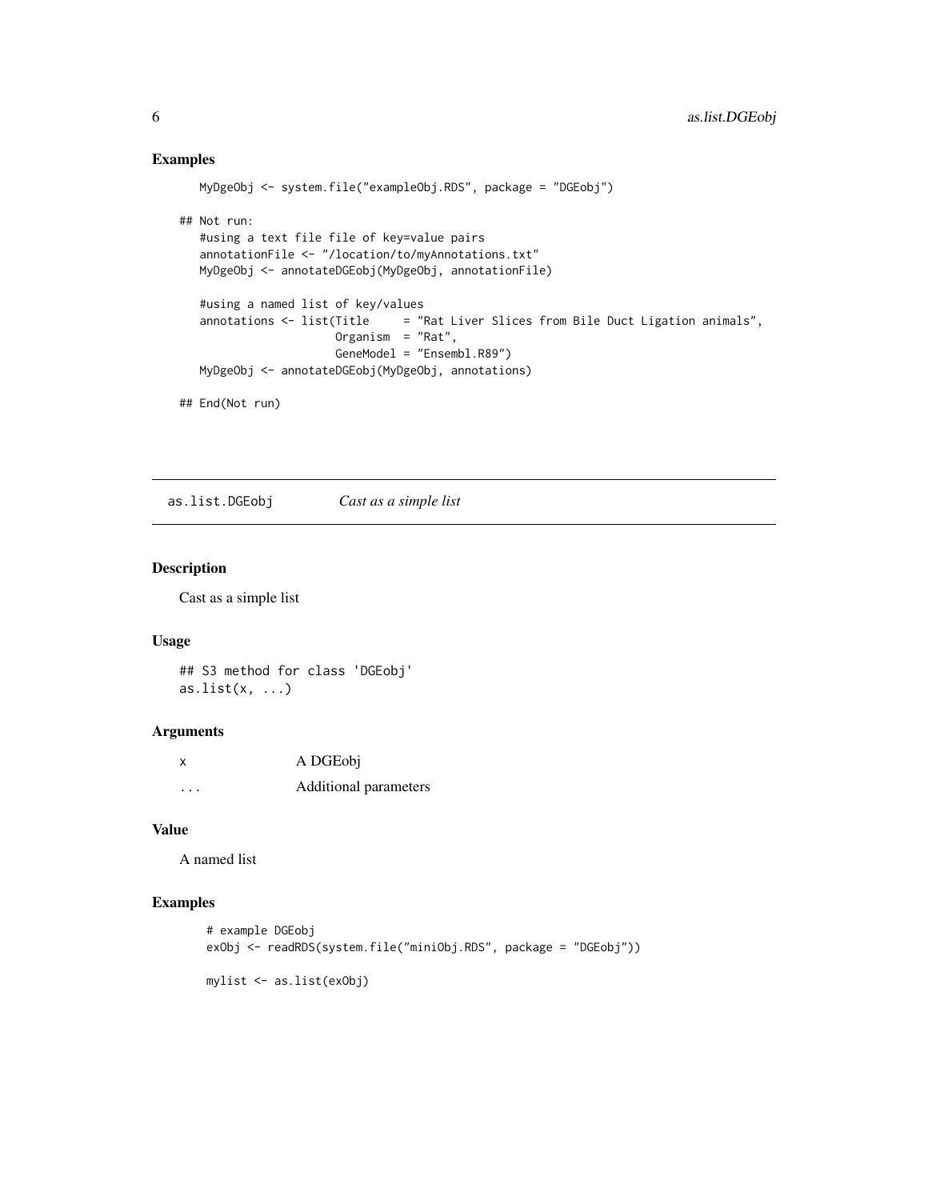### Examples

```
MyDgeObj <- system.file("exampleObj.RDS", package = "DGEobj")

## Not run:
   #using a text file file of key=value pairs
   annotationFile <- "/location/to/myAnnotations.txt"
   MyDgeObj <- annotateDGEobj(MyDgeObj, annotationFile)

   #using a named list of key/values
   annotations <- list(Title     = "Rat Liver Slices from Bile Duct Ligation animals",
                       Organism  = "Rat",
                       GeneModel = "Ensembl.R89")
   MyDgeObj <- annotateDGEobj(MyDgeObj, annotations)

## End(Not run)
```

---

## as.list.DGEobj — *Cast as a simple list*

### Description

Cast as a simple list

### Usage

```
## S3 method for class 'DGEobj'
as.list(x, ...)
```

### Arguments

| | |
|---|---|
| x | A DGEobj |
| ... | Additional parameters |

### Value

A named list

### Examples

```
# example DGEobj
exObj <- readRDS(system.file("miniObj.RDS", package = "DGEobj"))

mylist <- as.list(exObj)
```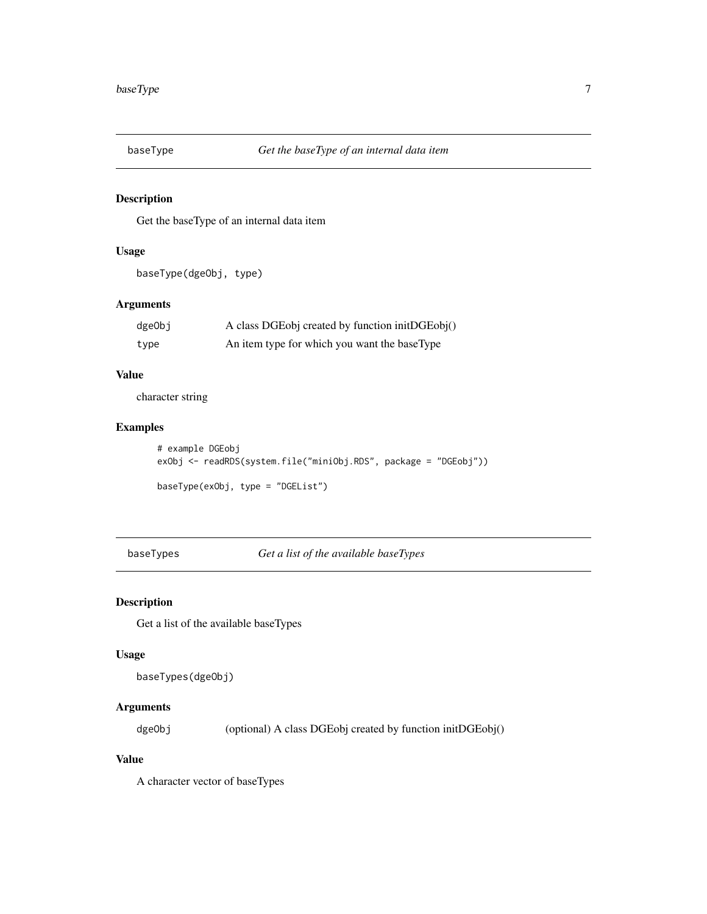## baseType — *Get the baseType of an internal data item*

### Description

Get the baseType of an internal data item

### Usage

```
baseType(dgeObj, type)
```

### Arguments

| | |
|---|---|
| dgeObj | A class DGEobj created by function initDGEobj() |
| type | An item type for which you want the baseType |

### Value

character string

### Examples

```
# example DGEobj
exObj <- readRDS(system.file("miniObj.RDS", package = "DGEobj"))

baseType(exObj, type = "DGEList")
```

## baseTypes — *Get a list of the available baseTypes*

### Description

Get a list of the available baseTypes

### Usage

```
baseTypes(dgeObj)
```

### Arguments

| | |
|---|---|
| dgeObj | (optional) A class DGEobj created by function initDGEobj() |

### Value

A character vector of baseTypes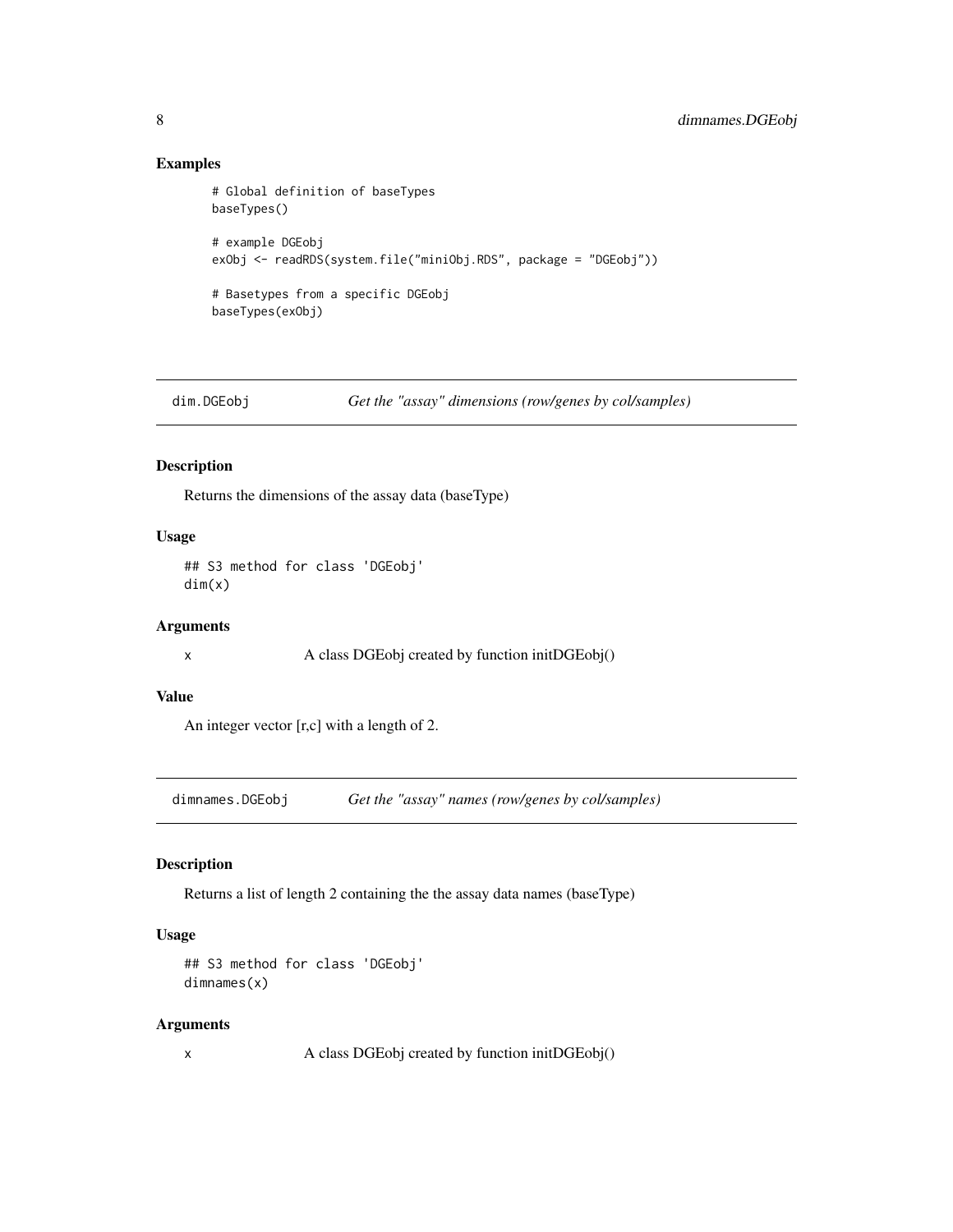## Examples

```
# Global definition of baseTypes
baseTypes()

# example DGEobj
exObj <- readRDS(system.file("miniObj.RDS", package = "DGEobj"))

# Basetypes from a specific DGEobj
baseTypes(exObj)
```

---

## dim.DGEobj — *Get the "assay" dimensions (row/genes by col/samples)*

### Description

Returns the dimensions of the assay data (baseType)

### Usage

```
## S3 method for class 'DGEobj'
dim(x)
```

### Arguments

x  A class DGEobj created by function initDGEobj()

### Value

An integer vector [r,c] with a length of 2.

---

## dimnames.DGEobj — *Get the "assay" names (row/genes by col/samples)*

### Description

Returns a list of length 2 containing the the assay data names (baseType)

### Usage

```
## S3 method for class 'DGEobj'
dimnames(x)
```

### Arguments

x  A class DGEobj created by function initDGEobj()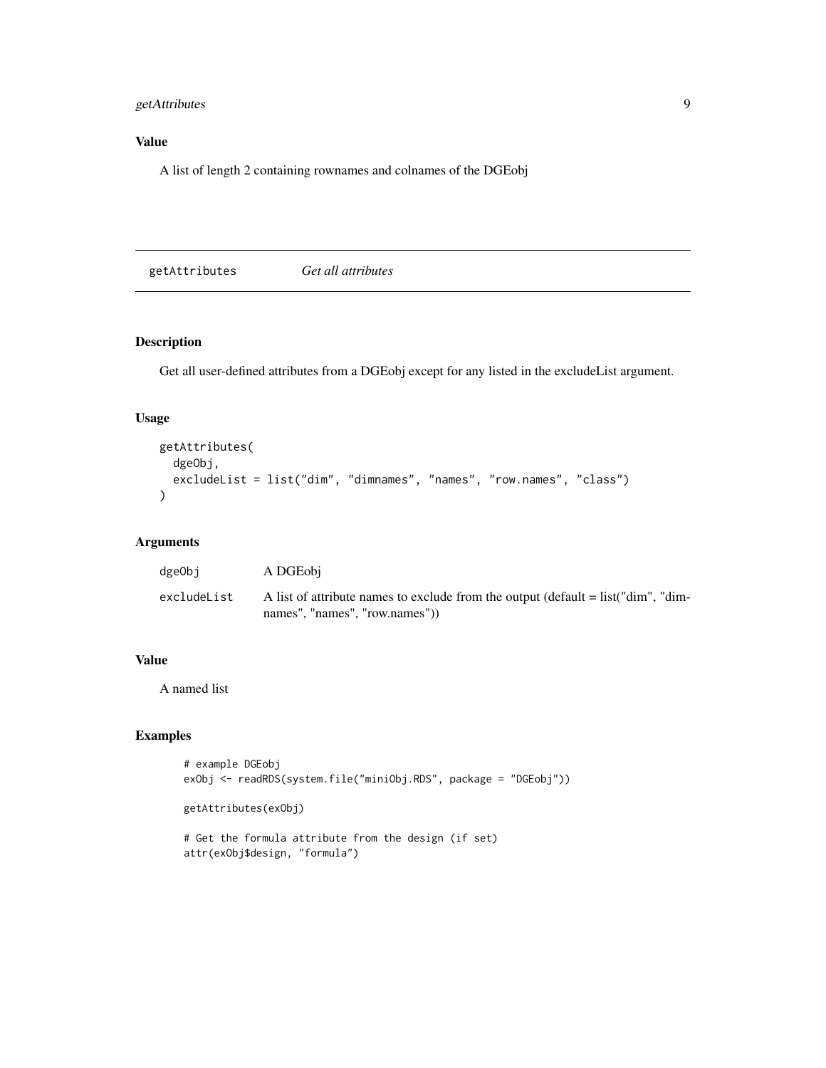### Value

A list of length 2 containing rownames and colnames of the DGEobj

## getAttributes — *Get all attributes*

### Description

Get all user-defined attributes from a DGEobj except for any listed in the excludeList argument.

### Usage

```
getAttributes(
  dgeObj,
  excludeList = list("dim", "dimnames", "names", "row.names", "class")
)
```

### Arguments

| | |
|---|---|
| dgeObj | A DGEobj |
| excludeList | A list of attribute names to exclude from the output (default = list("dim", "dimnames", "names", "row.names")) |

### Value

A named list

### Examples

```
# example DGEobj
exObj <- readRDS(system.file("miniObj.RDS", package = "DGEobj"))

getAttributes(exObj)

# Get the formula attribute from the design (if set)
attr(exObj$design, "formula")
```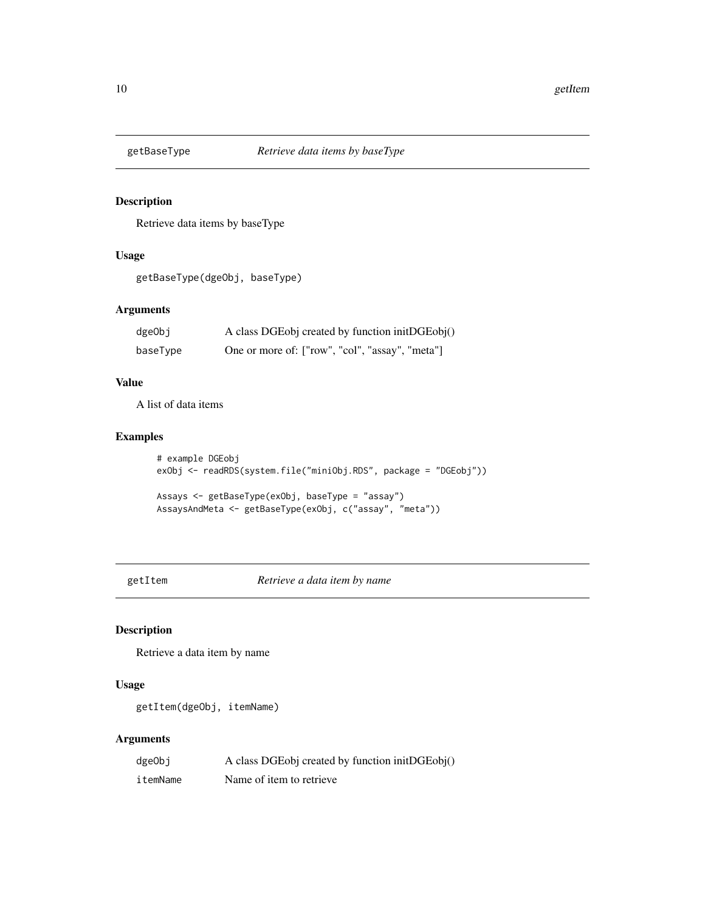## getBaseType *Retrieve data items by baseType*

### Description

Retrieve data items by baseType

### Usage

```
getBaseType(dgeObj, baseType)
```

### Arguments

| | |
|---|---|
| dgeObj | A class DGEobj created by function initDGEobj() |
| baseType | One or more of: ["row", "col", "assay", "meta"] |

### Value

A list of data items

### Examples

```
# example DGEobj
exObj <- readRDS(system.file("miniObj.RDS", package = "DGEobj"))

Assays <- getBaseType(exObj, baseType = "assay")
AssaysAndMeta <- getBaseType(exObj, c("assay", "meta"))
```

## getItem *Retrieve a data item by name*

### Description

Retrieve a data item by name

### Usage

```
getItem(dgeObj, itemName)
```

### Arguments

| | |
|---|---|
| dgeObj | A class DGEobj created by function initDGEobj() |
| itemName | Name of item to retrieve |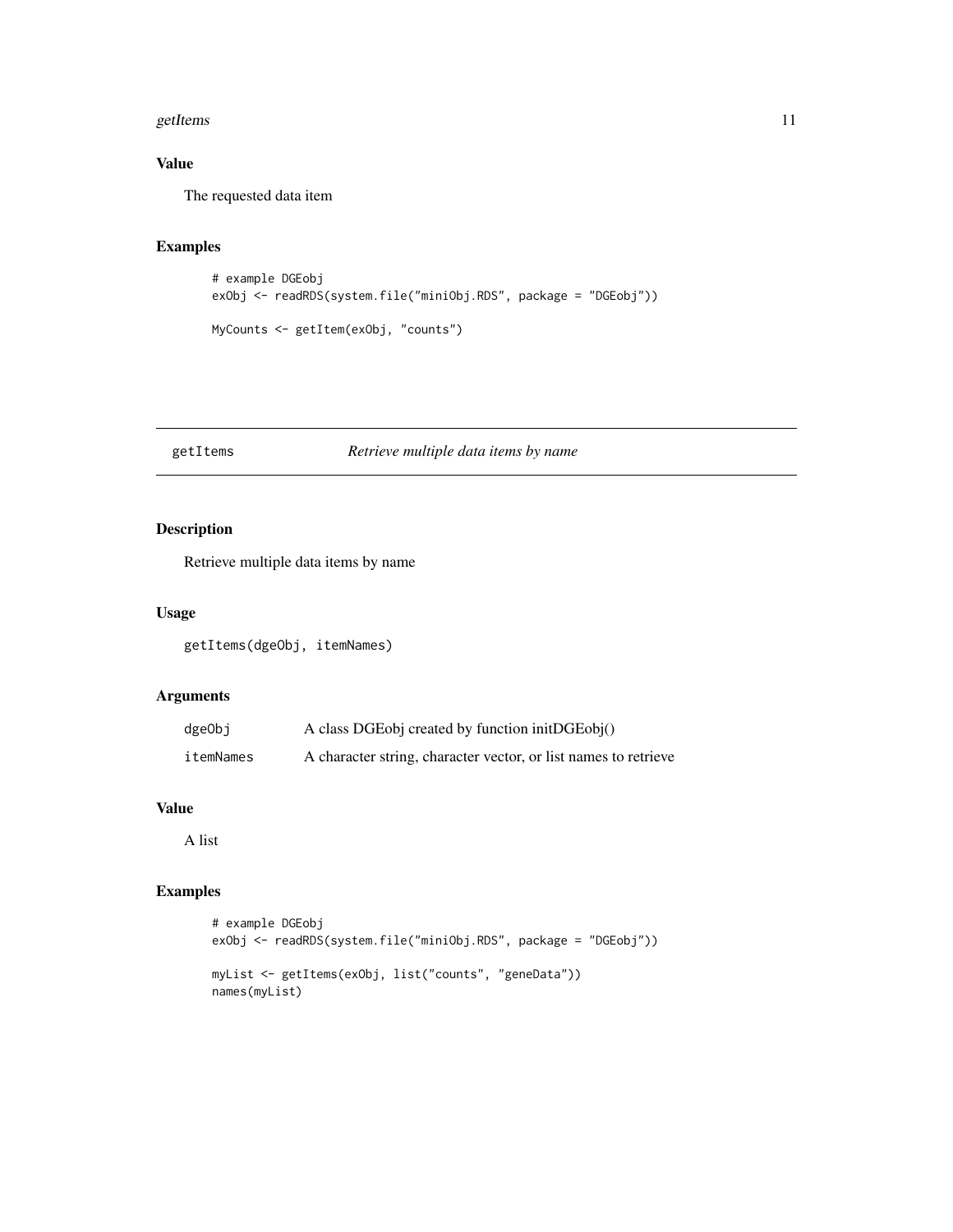## Value

The requested data item

## Examples

```
# example DGEobj
exObj <- readRDS(system.file("miniObj.RDS", package = "DGEobj"))

MyCounts <- getItem(exObj, "counts")
```

---

# getItems — *Retrieve multiple data items by name*

## Description

Retrieve multiple data items by name

## Usage

```
getItems(dgeObj, itemNames)
```

## Arguments

| | |
|---|---|
| dgeObj | A class DGEobj created by function initDGEobj() |
| itemNames | A character string, character vector, or list names to retrieve |

## Value

A list

## Examples

```
# example DGEobj
exObj <- readRDS(system.file("miniObj.RDS", package = "DGEobj"))

myList <- getItems(exObj, list("counts", "geneData"))
names(myList)
```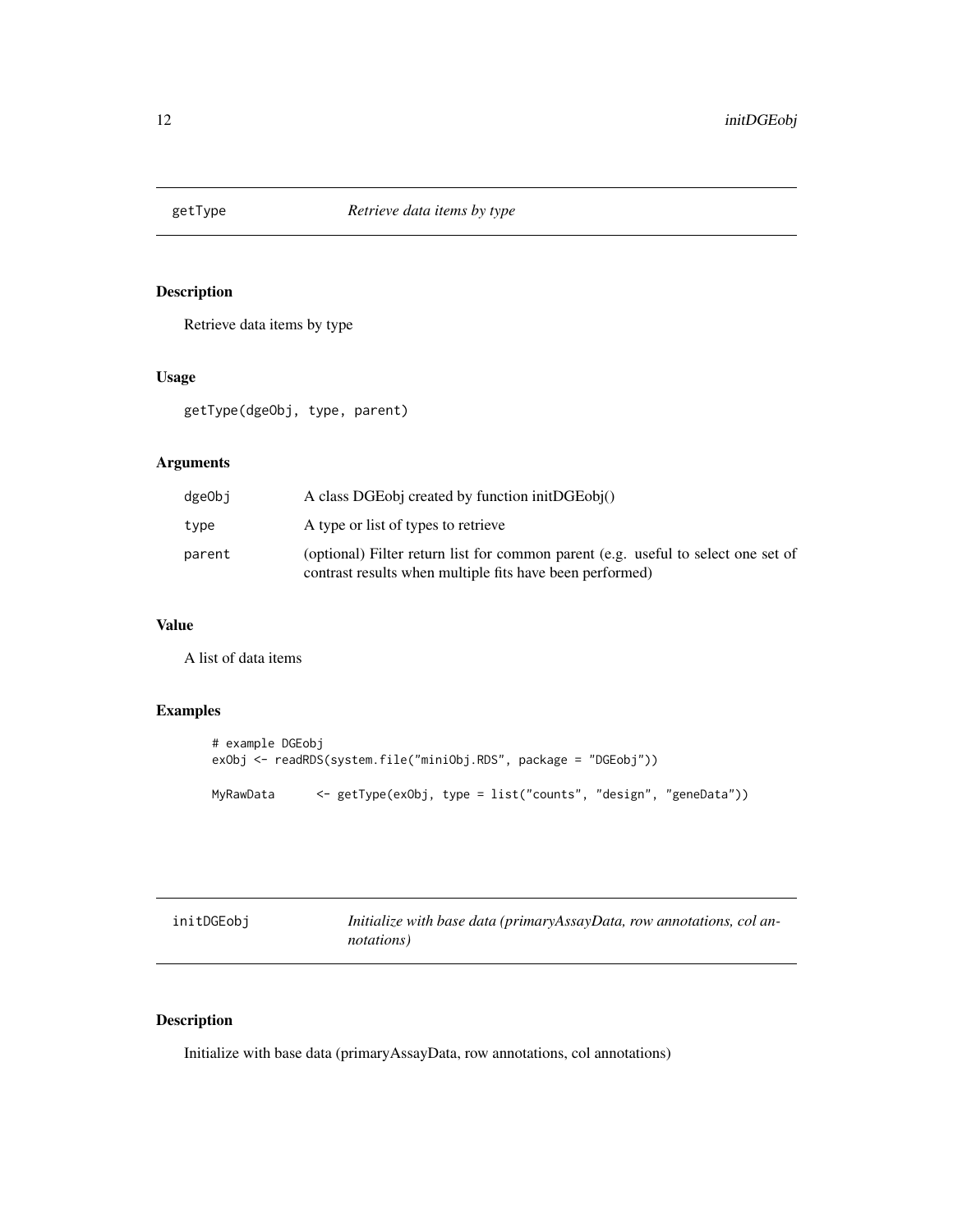## getType — *Retrieve data items by type*

### Description

Retrieve data items by type

### Usage

```
getType(dgeObj, type, parent)
```

### Arguments

| | |
|---|---|
| dgeObj | A class DGEobj created by function initDGEobj() |
| type | A type or list of types to retrieve |
| parent | (optional) Filter return list for common parent (e.g. useful to select one set of contrast results when multiple fits have been performed) |

### Value

A list of data items

### Examples

```
# example DGEobj
exObj <- readRDS(system.file("miniObj.RDS", package = "DGEobj"))

MyRawData      <- getType(exObj, type = list("counts", "design", "geneData"))
```

## initDGEobj — *Initialize with base data (primaryAssayData, row annotations, col annotations)*

### Description

Initialize with base data (primaryAssayData, row annotations, col annotations)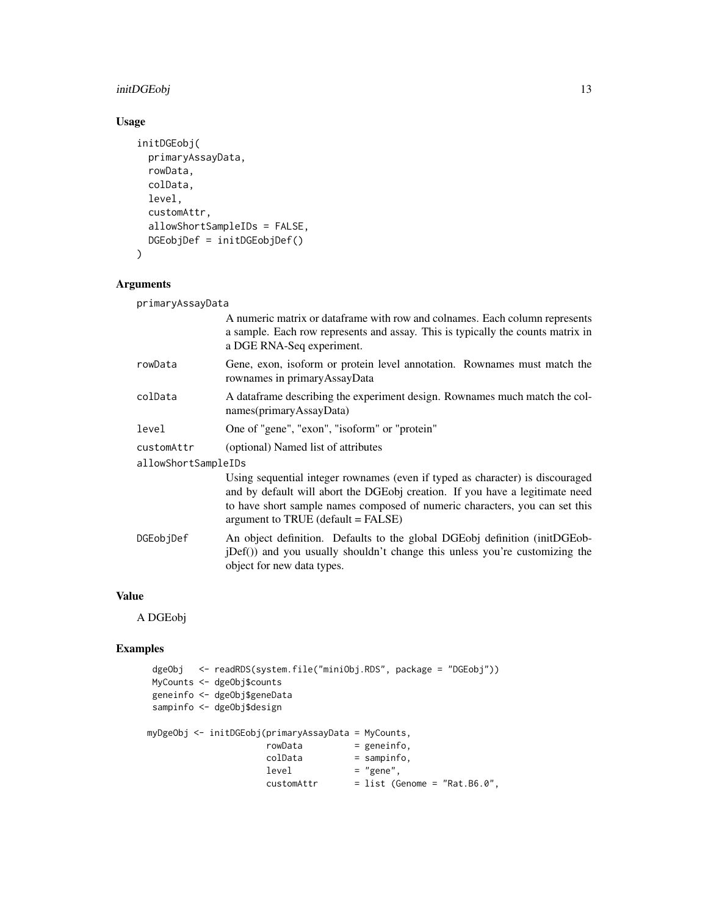## Usage

```
initDGEobj(
  primaryAssayData,
  rowData,
  colData,
  level,
  customAttr,
  allowShortSampleIDs = FALSE,
  DGEobjDef = initDGEobjDef()
)
```

## Arguments

**primaryAssayData**
: A numeric matrix or dataframe with row and colnames. Each column represents a sample. Each row represents and assay. This is typically the counts matrix in a DGE RNA-Seq experiment.

**rowData**
: Gene, exon, isoform or protein level annotation. Rownames must match the rownames in primaryAssayData

**colData**
: A dataframe describing the experiment design. Rownames much match the colnames(primaryAssayData)

**level**
: One of "gene", "exon", "isoform" or "protein"

**customAttr**
: (optional) Named list of attributes

**allowShortSampleIDs**
: Using sequential integer rownames (even if typed as character) is discouraged and by default will abort the DGEobj creation. If you have a legitimate need to have short sample names composed of numeric characters, you can set this argument to TRUE (default = FALSE)

**DGEobjDef**
: An object definition. Defaults to the global DGEobj definition (initDGEobjDef()) and you usually shouldn't change this unless you're customizing the object for new data types.

## Value

A DGEobj

## Examples

```
   dgeObj   <- readRDS(system.file("miniObj.RDS", package = "DGEobj"))
   MyCounts <- dgeObj$counts
   geneinfo <- dgeObj$geneData
   sampinfo <- dgeObj$design

  myDgeObj <- initDGEobj(primaryAssayData = MyCounts,
                        rowData          = geneinfo,
                        colData          = sampinfo,
                        level            = "gene",
                        customAttr       = list (Genome = "Rat.B6.0",
```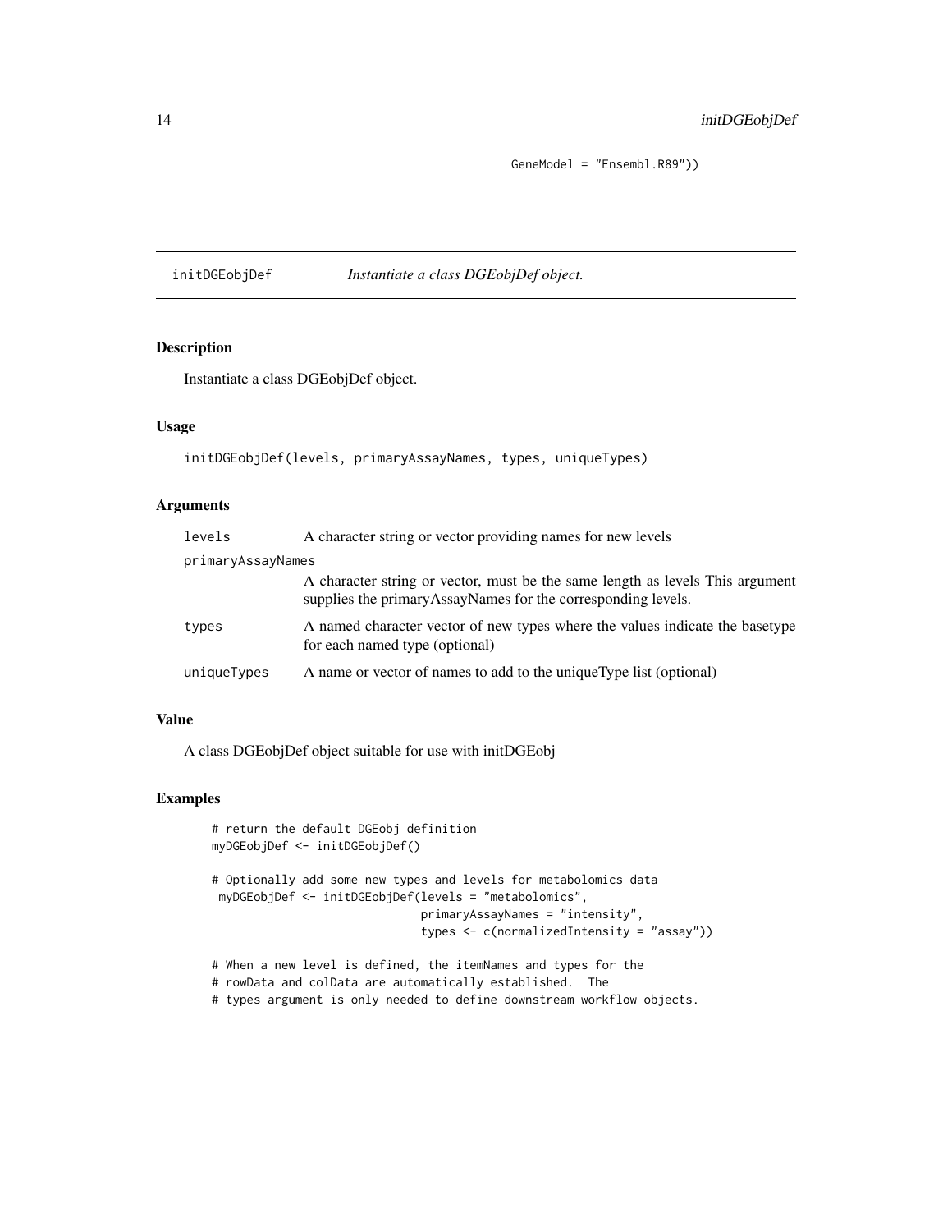```
                                    GeneModel = "Ensembl.R89"))
```

## initDGEobjDef — *Instantiate a class DGEobjDef object.*

### Description

Instantiate a class DGEobjDef object.

### Usage

```
initDGEobjDef(levels, primaryAssayNames, types, uniqueTypes)
```

### Arguments

| | |
|---|---|
| levels | A character string or vector providing names for new levels |
| primaryAssayNames | A character string or vector, must be the same length as levels This argument supplies the primaryAssayNames for the corresponding levels. |
| types | A named character vector of new types where the values indicate the basetype for each named type (optional) |
| uniqueTypes | A name or vector of names to add to the uniqueType list (optional) |

### Value

A class DGEobjDef object suitable for use with initDGEobj

### Examples

```
# return the default DGEobj definition
myDGEobjDef <- initDGEobjDef()

# Optionally add some new types and levels for metabolomics data
 myDGEobjDef <- initDGEobjDef(levels = "metabolomics",
                              primaryAssayNames = "intensity",
                              types <- c(normalizedIntensity = "assay"))

# When a new level is defined, the itemNames and types for the
# rowData and colData are automatically established.  The
# types argument is only needed to define downstream workflow objects.
```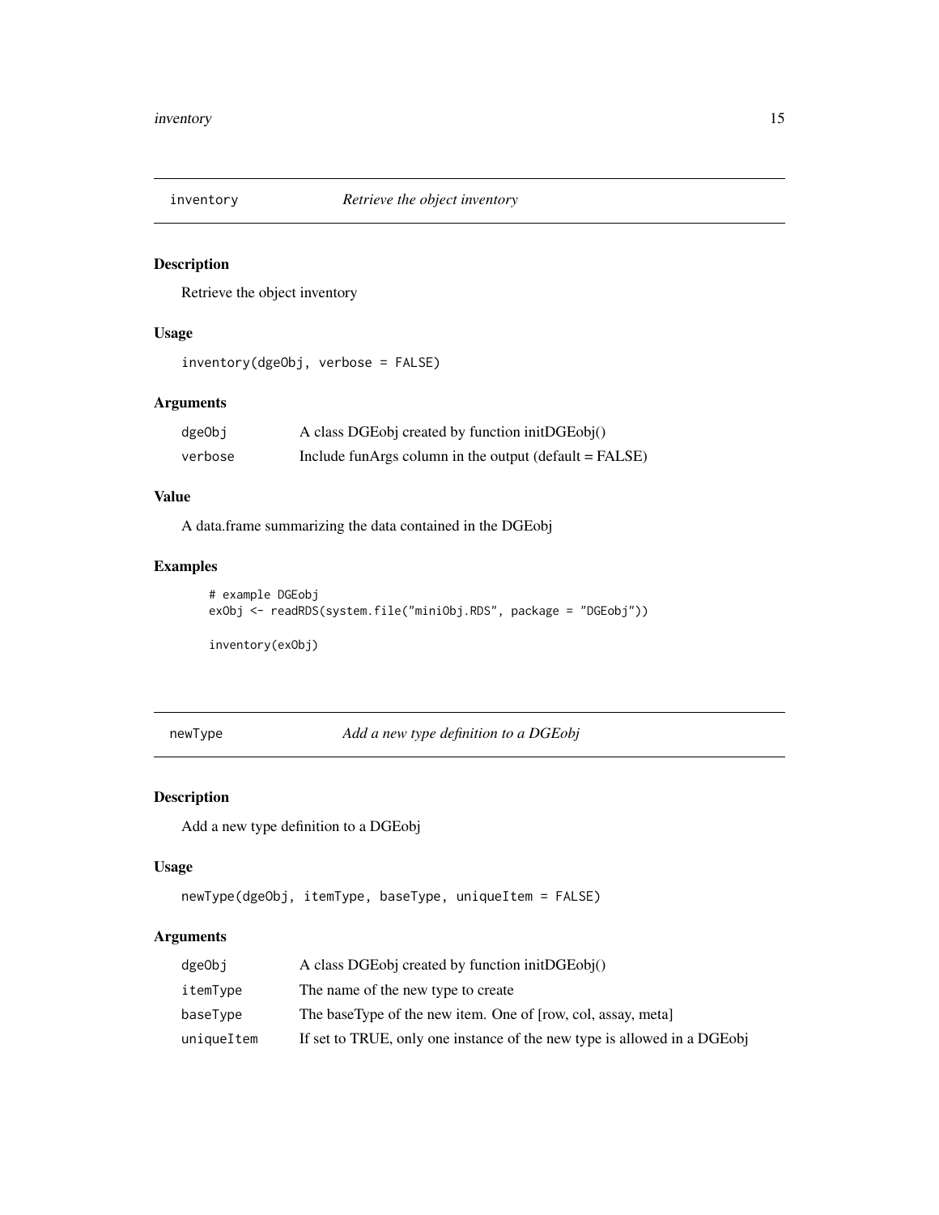## inventory — *Retrieve the object inventory*

### Description

Retrieve the object inventory

### Usage

```
inventory(dgeObj, verbose = FALSE)
```

### Arguments

| | |
|---|---|
| dgeObj | A class DGEobj created by function initDGEobj() |
| verbose | Include funArgs column in the output (default = FALSE) |

### Value

A data.frame summarizing the data contained in the DGEobj

### Examples

```
# example DGEobj
exObj <- readRDS(system.file("miniObj.RDS", package = "DGEobj"))

inventory(exObj)
```

## newType — *Add a new type definition to a DGEobj*

### Description

Add a new type definition to a DGEobj

### Usage

```
newType(dgeObj, itemType, baseType, uniqueItem = FALSE)
```

### Arguments

| | |
|---|---|
| dgeObj | A class DGEobj created by function initDGEobj() |
| itemType | The name of the new type to create |
| baseType | The baseType of the new item. One of [row, col, assay, meta] |
| uniqueItem | If set to TRUE, only one instance of the new type is allowed in a DGEobj |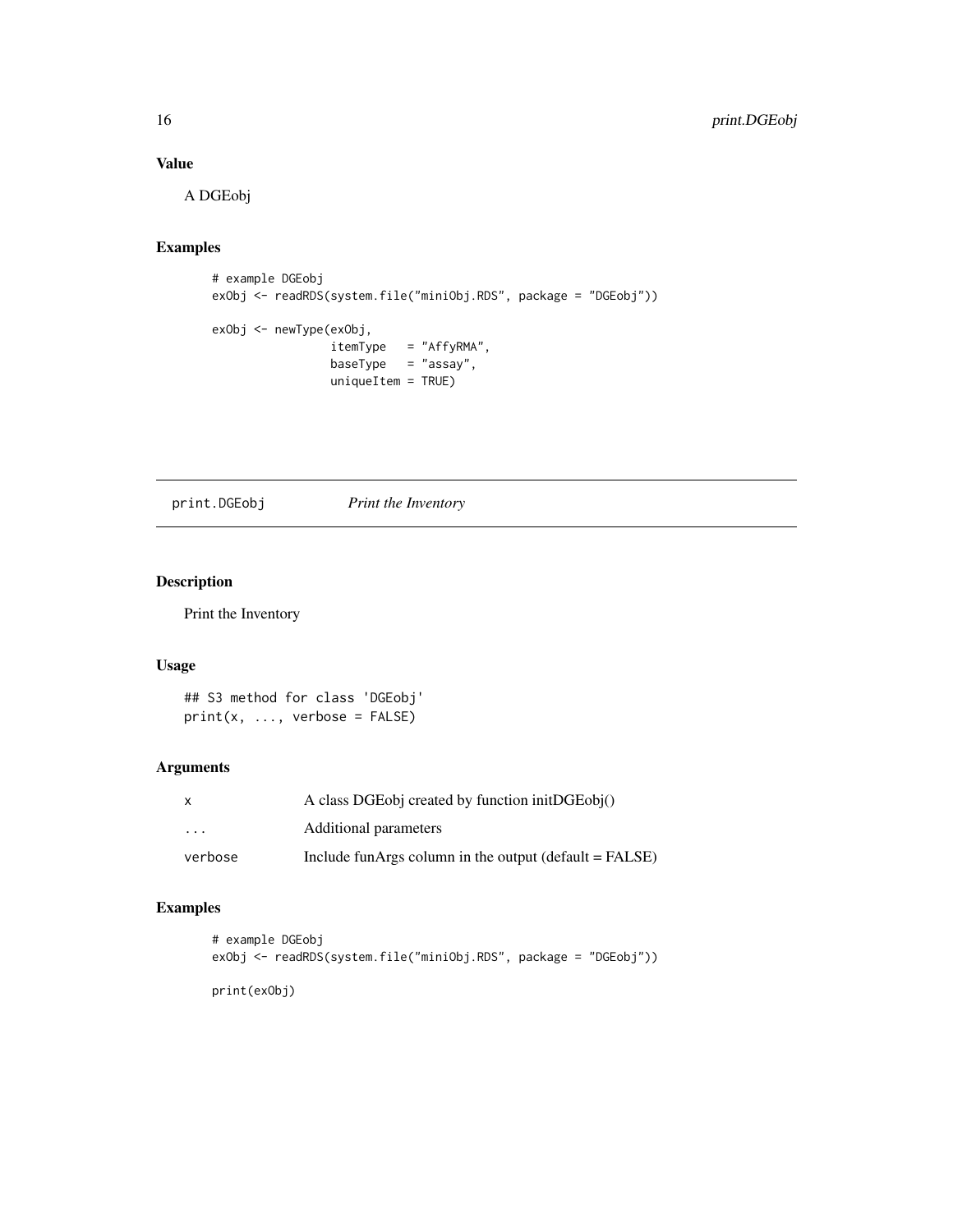## Value

A DGEobj

## Examples

```
# example DGEobj
exObj <- readRDS(system.file("miniObj.RDS", package = "DGEobj"))

exObj <- newType(exObj,
                 itemType   = "AffyRMA",
                 baseType   = "assay",
                 uniqueItem = TRUE)
```

---

# print.DGEobj    *Print the Inventory*

---

## Description

Print the Inventory

## Usage

```
## S3 method for class 'DGEobj'
print(x, ..., verbose = FALSE)
```

## Arguments

| | |
|---|---|
| x | A class DGEobj created by function initDGEobj() |
| ... | Additional parameters |
| verbose | Include funArgs column in the output (default = FALSE) |

## Examples

```
# example DGEobj
exObj <- readRDS(system.file("miniObj.RDS", package = "DGEobj"))

print(exObj)
```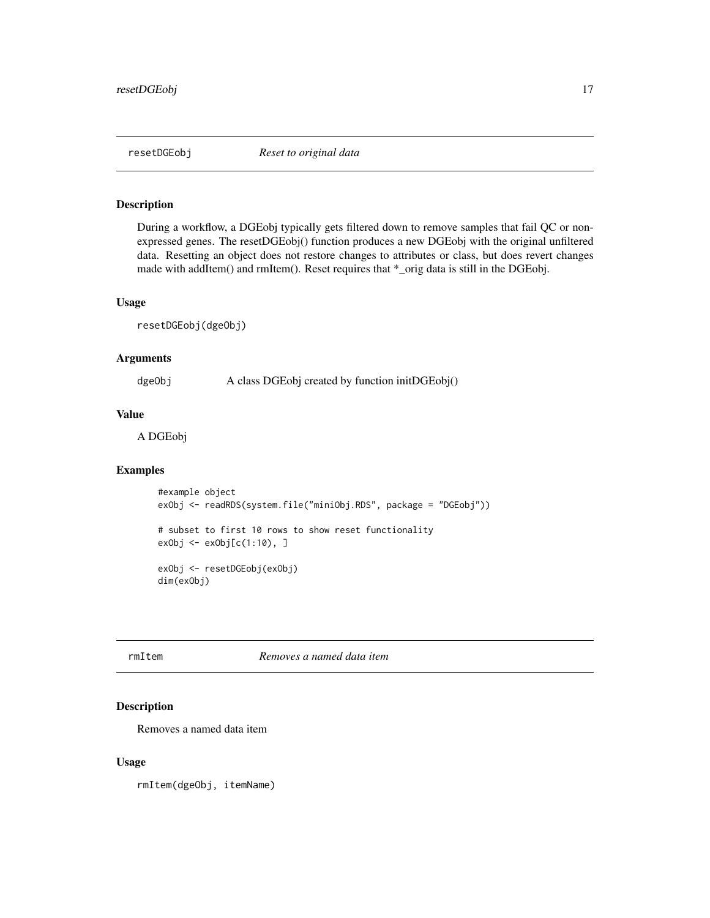## resetDGEobj *Reset to original data*

### Description

During a workflow, a DGEobj typically gets filtered down to remove samples that fail QC or non-expressed genes. The resetDGEobj() function produces a new DGEobj with the original unfiltered data. Resetting an object does not restore changes to attributes or class, but does revert changes made with addItem() and rmItem(). Reset requires that *_orig data is still in the DGEobj.

### Usage

```
resetDGEobj(dgeObj)
```

### Arguments

dgeObj A class DGEobj created by function initDGEobj()

### Value

A DGEobj

### Examples

```
#example object
exObj <- readRDS(system.file("miniObj.RDS", package = "DGEobj"))

# subset to first 10 rows to show reset functionality
exObj <- exObj[c(1:10), ]

exObj <- resetDGEobj(exObj)
dim(exObj)
```

## rmItem *Removes a named data item*

### Description

Removes a named data item

### Usage

```
rmItem(dgeObj, itemName)
```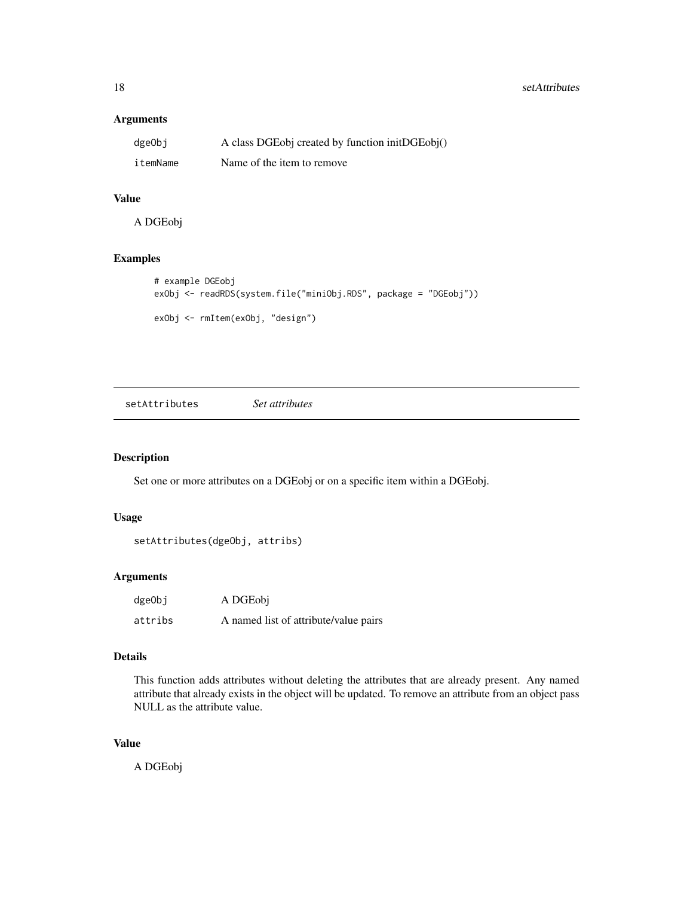### Arguments

| | |
|---|---|
| dgeObj | A class DGEobj created by function initDGEobj() |
| itemName | Name of the item to remove |

### Value

A DGEobj

### Examples

```
# example DGEobj
exObj <- readRDS(system.file("miniObj.RDS", package = "DGEobj"))

exObj <- rmItem(exObj, "design")
```

---

## setAttributes *Set attributes*

---

### Description

Set one or more attributes on a DGEobj or on a specific item within a DGEobj.

### Usage

```
setAttributes(dgeObj, attribs)
```

### Arguments

| | |
|---|---|
| dgeObj | A DGEobj |
| attribs | A named list of attribute/value pairs |

### Details

This function adds attributes without deleting the attributes that are already present. Any named attribute that already exists in the object will be updated. To remove an attribute from an object pass NULL as the attribute value.

### Value

A DGEobj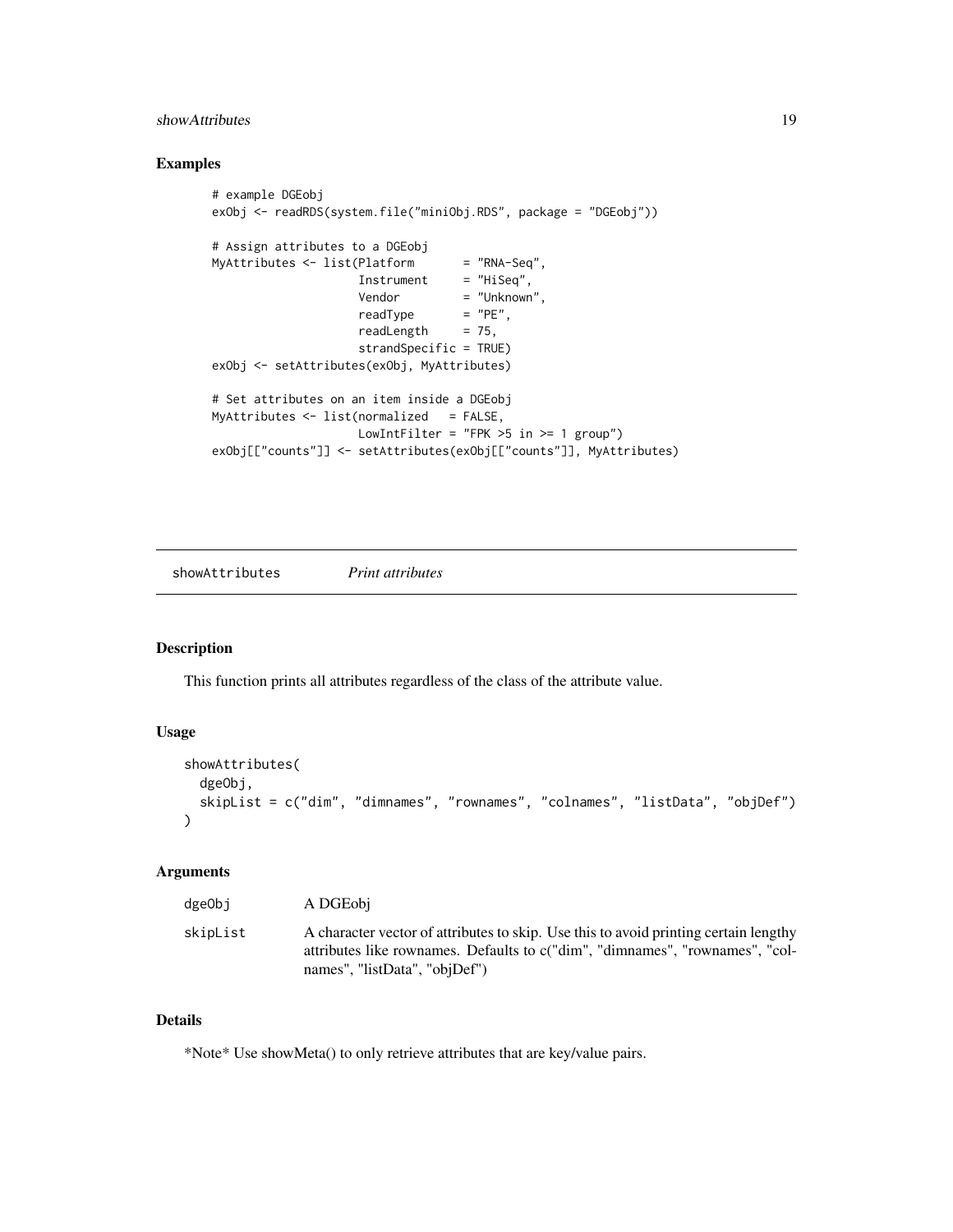## Examples

```
# example DGEobj
exObj <- readRDS(system.file("miniObj.RDS", package = "DGEobj"))

# Assign attributes to a DGEobj
MyAttributes <- list(Platform       = "RNA-Seq",
                     Instrument     = "HiSeq",
                     Vendor         = "Unknown",
                     readType       = "PE",
                     readLength     = 75,
                     strandSpecific = TRUE)
exObj <- setAttributes(exObj, MyAttributes)

# Set attributes on an item inside a DGEobj
MyAttributes <- list(normalized   = FALSE,
                     LowIntFilter = "FPK >5 in >= 1 group")
exObj[["counts"]] <- setAttributes(exObj[["counts"]], MyAttributes)
```

---

# showAttributes    *Print attributes*

## Description

This function prints all attributes regardless of the class of the attribute value.

## Usage

```
showAttributes(
  dgeObj,
  skipList = c("dim", "dimnames", "rownames", "colnames", "listData", "objDef")
)
```

## Arguments

| | |
|---|---|
| dgeObj | A DGEobj |
| skipList | A character vector of attributes to skip. Use this to avoid printing certain lengthy attributes like rownames. Defaults to c("dim", "dimnames", "rownames", "colnames", "listData", "objDef") |

## Details

*Note* Use showMeta() to only retrieve attributes that are key/value pairs.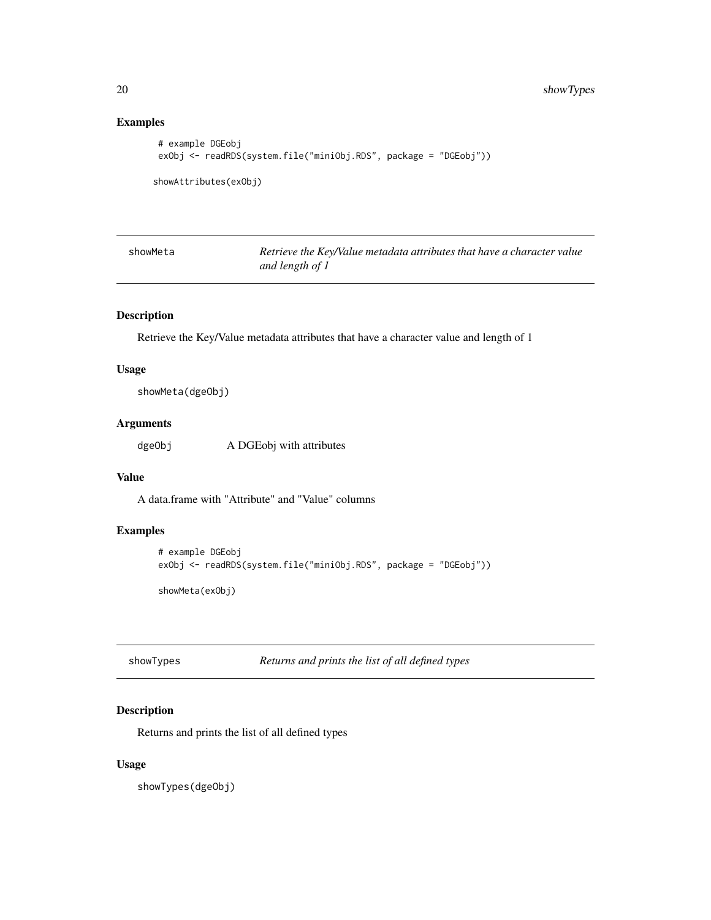### Examples

```
# example DGEobj
exObj <- readRDS(system.file("miniObj.RDS", package = "DGEobj"))

showAttributes(exObj)
```

## showMeta — *Retrieve the Key/Value metadata attributes that have a character value and length of 1*

### Description

Retrieve the Key/Value metadata attributes that have a character value and length of 1

### Usage

```
showMeta(dgeObj)
```

### Arguments

| | |
|---|---|
| dgeObj | A DGEobj with attributes |

### Value

A data.frame with "Attribute" and "Value" columns

### Examples

```
# example DGEobj
exObj <- readRDS(system.file("miniObj.RDS", package = "DGEobj"))

showMeta(exObj)
```

## showTypes — *Returns and prints the list of all defined types*

### Description

Returns and prints the list of all defined types

### Usage

```
showTypes(dgeObj)
```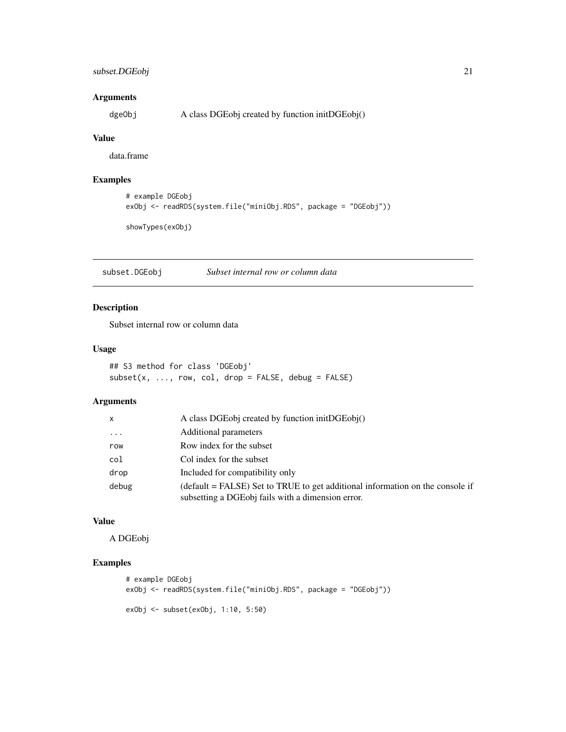### Arguments

| | |
|---|---|
| dgeObj | A class DGEobj created by function initDGEobj() |

### Value

data.frame

### Examples

```
# example DGEobj
exObj <- readRDS(system.file("miniObj.RDS", package = "DGEobj"))

showTypes(exObj)
```

---

## subset.DGEobj — *Subset internal row or column data*

### Description

Subset internal row or column data

### Usage

```
## S3 method for class 'DGEobj'
subset(x, ..., row, col, drop = FALSE, debug = FALSE)
```

### Arguments

| | |
|---|---|
| x | A class DGEobj created by function initDGEobj() |
| ... | Additional parameters |
| row | Row index for the subset |
| col | Col index for the subset |
| drop | Included for compatibility only |
| debug | (default = FALSE) Set to TRUE to get additional information on the console if subsetting a DGEobj fails with a dimension error. |

### Value

A DGEobj

### Examples

```
# example DGEobj
exObj <- readRDS(system.file("miniObj.RDS", package = "DGEobj"))

exObj <- subset(exObj, 1:10, 5:50)
```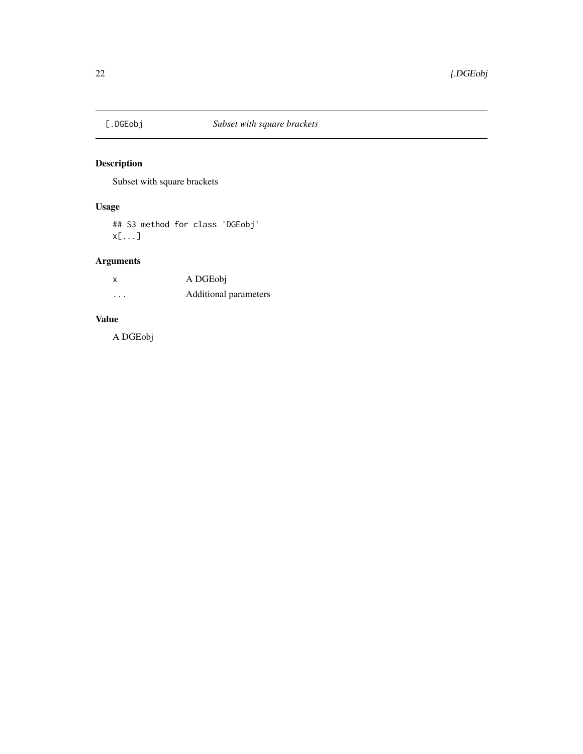`[.DGEobj` *Subset with square brackets*

## Description

Subset with square brackets

## Usage

```
## S3 method for class 'DGEobj'
x[...]
```

## Arguments

| | |
|---|---|
| `x` | A DGEobj |
| `...` | Additional parameters |

## Value

A DGEobj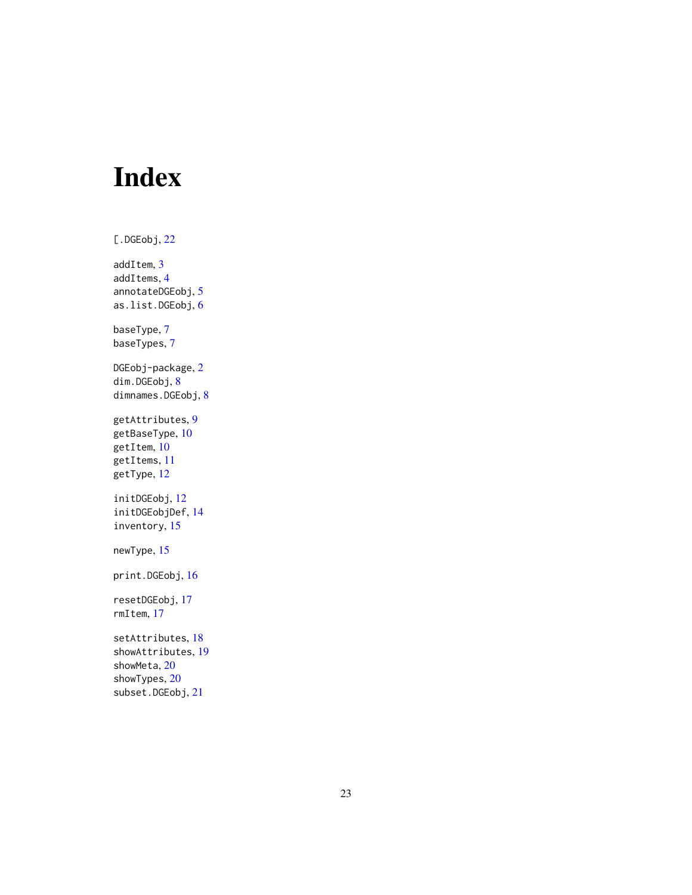# Index

[.DGEobj, 22

addItem, 3
addItems, 4
annotateDGEobj, 5
as.list.DGEobj, 6

baseType, 7
baseTypes, 7

DGEobj-package, 2
dim.DGEobj, 8
dimnames.DGEobj, 8

getAttributes, 9
getBaseType, 10
getItem, 10
getItems, 11
getType, 12

initDGEobj, 12
initDGEobjDef, 14
inventory, 15

newType, 15

print.DGEobj, 16

resetDGEobj, 17
rmItem, 17

setAttributes, 18
showAttributes, 19
showMeta, 20
showTypes, 20
subset.DGEobj, 21